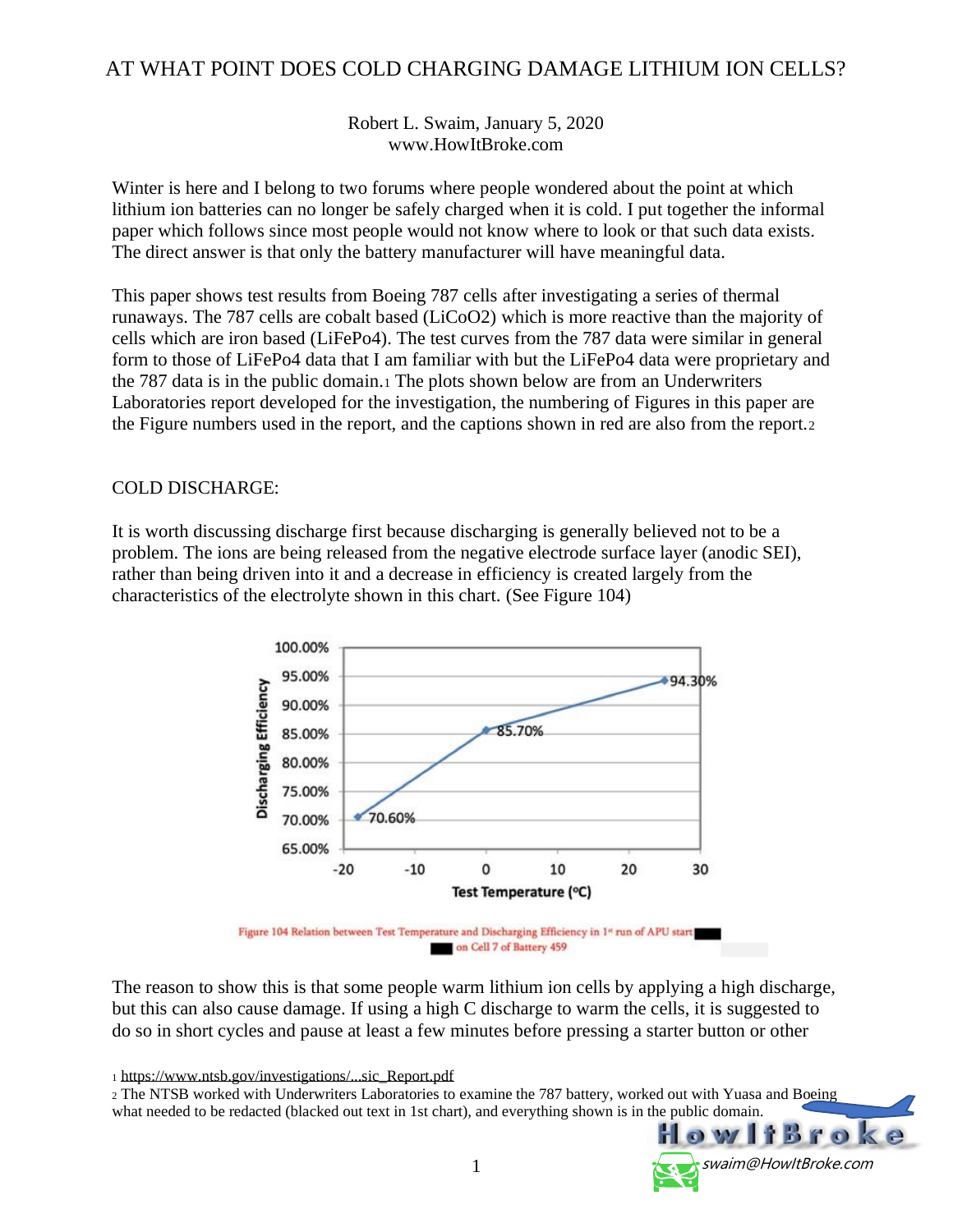# AT WHAT POINT DOES COLD CHARGING DAMAGE LITHIUM ION CELLS?

Robert L. Swaim, January 5, 2020
www.HowItBroke.com

Winter is here and I belong to two forums where people wondered about the point at which lithium ion batteries can no longer be safely charged when it is cold. I put together the informal paper which follows since most people would not know where to look or that such data exists. The direct answer is that only the battery manufacturer will have meaningful data.

This paper shows test results from Boeing 787 cells after investigating a series of thermal runaways. The 787 cells are cobalt based ($LiCoO_2$) which is more reactive than the majority of cells which are iron based ($LiFePo_4$). The test curves from the 787 data were similar in general form to those of $LiFePo_4$ data that I am familiar with but the $LiFePo_4$ data were proprietary and the 787 data is in the public domain.[1] The plots shown below are from an Underwriters Laboratories report developed for the investigation, the numbering of Figures in this paper are the Figure numbers used in the report, and the captions shown in red are also from the report.[2]

## COLD DISCHARGE:

It is worth discussing discharge first because discharging is generally believed not to be a problem. The ions are being released from the negative electrode surface layer (anodic SEI), rather than being driven into it and a decrease in efficiency is created largely from the characteristics of the electrolyte shown in this chart. (See Figure 104)

Figure 104 Relation between Test Temperature and Discharging Efficiency in 1st run of APU start ███ ███ on Cell 7 of Battery 459

The reason to show this is that some people warm lithium ion cells by applying a high discharge, but this can also cause damage. If using a high C discharge to warm the cells, it is suggested to do so in short cycles and pause at least a few minutes before pressing a starter button or other

[1] https://www.ntsb.gov/investigations/...sic_Report.pdf

[2] The NTSB worked with Underwriters Laboratories to examine the 787 battery, worked out with Yuasa and Boeing what needed to be redacted (blacked out text in 1st chart), and everything shown is in the public domain.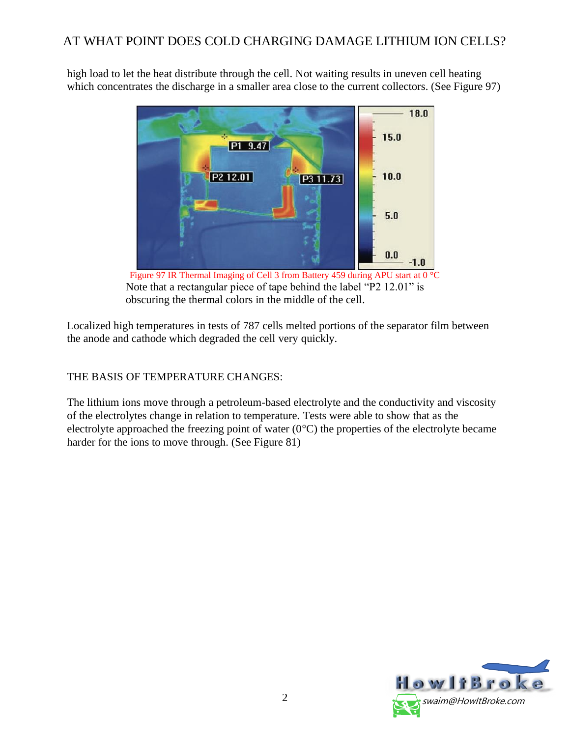high load to let the heat distribute through the cell. Not waiting results in uneven cell heating which concentrates the discharge in a smaller area close to the current collectors. (See Figure 97)

Figure 97 IR Thermal Imaging of Cell 3 from Battery 459 during APU start at 0 °C

Note that a rectangular piece of tape behind the label "P2 12.01" is obscuring the thermal colors in the middle of the cell.

Localized high temperatures in tests of 787 cells melted portions of the separator film between the anode and cathode which degraded the cell very quickly.

## THE BASIS OF TEMPERATURE CHANGES:

The lithium ions move through a petroleum-based electrolyte and the conductivity and viscosity of the electrolytes change in relation to temperature. Tests were able to show that as the electrolyte approached the freezing point of water (0°C) the properties of the electrolyte became harder for the ions to move through. (See Figure 81)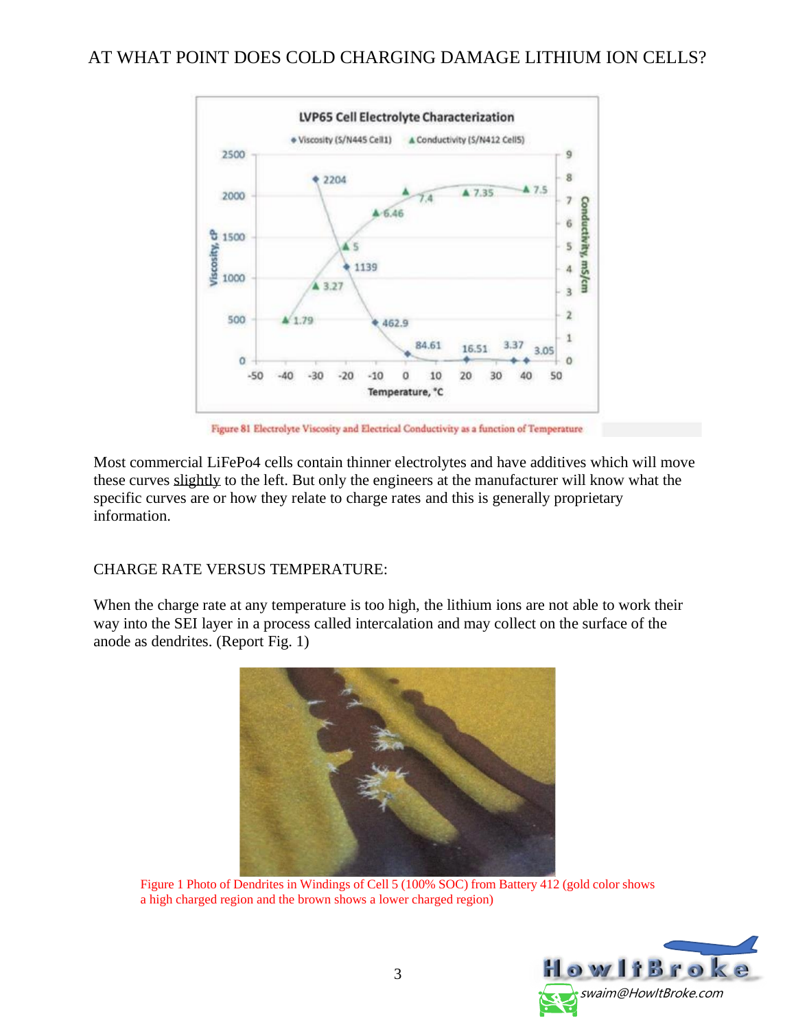# AT WHAT POINT DOES COLD CHARGING DAMAGE LITHIUM ION CELLS?

Figure 81 Electrolyte Viscosity and Electrical Conductivity as a function of Temperature

Most commercial LiFePo4 cells contain thinner electrolytes and have additives which will move these curves slightly to the left. But only the engineers at the manufacturer will know what the specific curves are or how they relate to charge rates and this is generally proprietary information.

CHARGE RATE VERSUS TEMPERATURE:

When the charge rate at any temperature is too high, the lithium ions are not able to work their way into the SEI layer in a process called intercalation and may collect on the surface of the anode as dendrites. (Report Fig. 1)

Figure 1 Photo of Dendrites in Windings of Cell 5 (100% SOC) from Battery 412 (gold color shows a high charged region and the brown shows a lower charged region)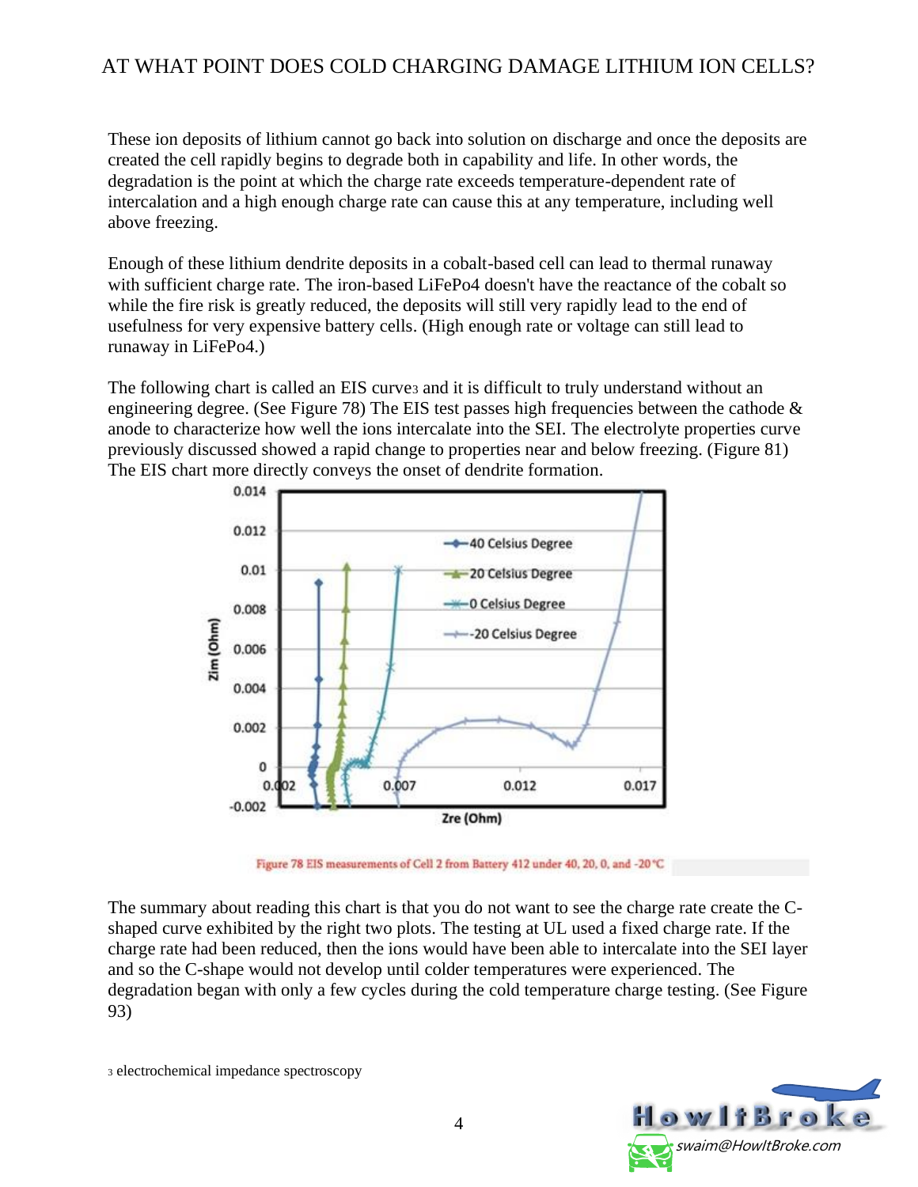These ion deposits of lithium cannot go back into solution on discharge and once the deposits are created the cell rapidly begins to degrade both in capability and life. In other words, the degradation is the point at which the charge rate exceeds temperature-dependent rate of intercalation and a high enough charge rate can cause this at any temperature, including well above freezing.

Enough of these lithium dendrite deposits in a cobalt-based cell can lead to thermal runaway with sufficient charge rate. The iron-based LiFePo4 doesn't have the reactance of the cobalt so while the fire risk is greatly reduced, the deposits will still very rapidly lead to the end of usefulness for very expensive battery cells. (High enough rate or voltage can still lead to runaway in LiFePo4.)

The following chart is called an EIS curve[3] and it is difficult to truly understand without an engineering degree. (See Figure 78) The EIS test passes high frequencies between the cathode & anode to characterize how well the ions intercalate into the SEI. The electrolyte properties curve previously discussed showed a rapid change to properties near and below freezing. (Figure 81) The EIS chart more directly conveys the onset of dendrite formation.

Figure 78 EIS measurements of Cell 2 from Battery 412 under 40, 20, 0, and -20 °C

The summary about reading this chart is that you do not want to see the charge rate create the C-shaped curve exhibited by the right two plots. The testing at UL used a fixed charge rate. If the charge rate had been reduced, then the ions would have been able to intercalate into the SEI layer and so the C-shape would not develop until colder temperatures were experienced. The degradation began with only a few cycles during the cold temperature charge testing. (See Figure 93)

[3] electrochemical impedance spectroscopy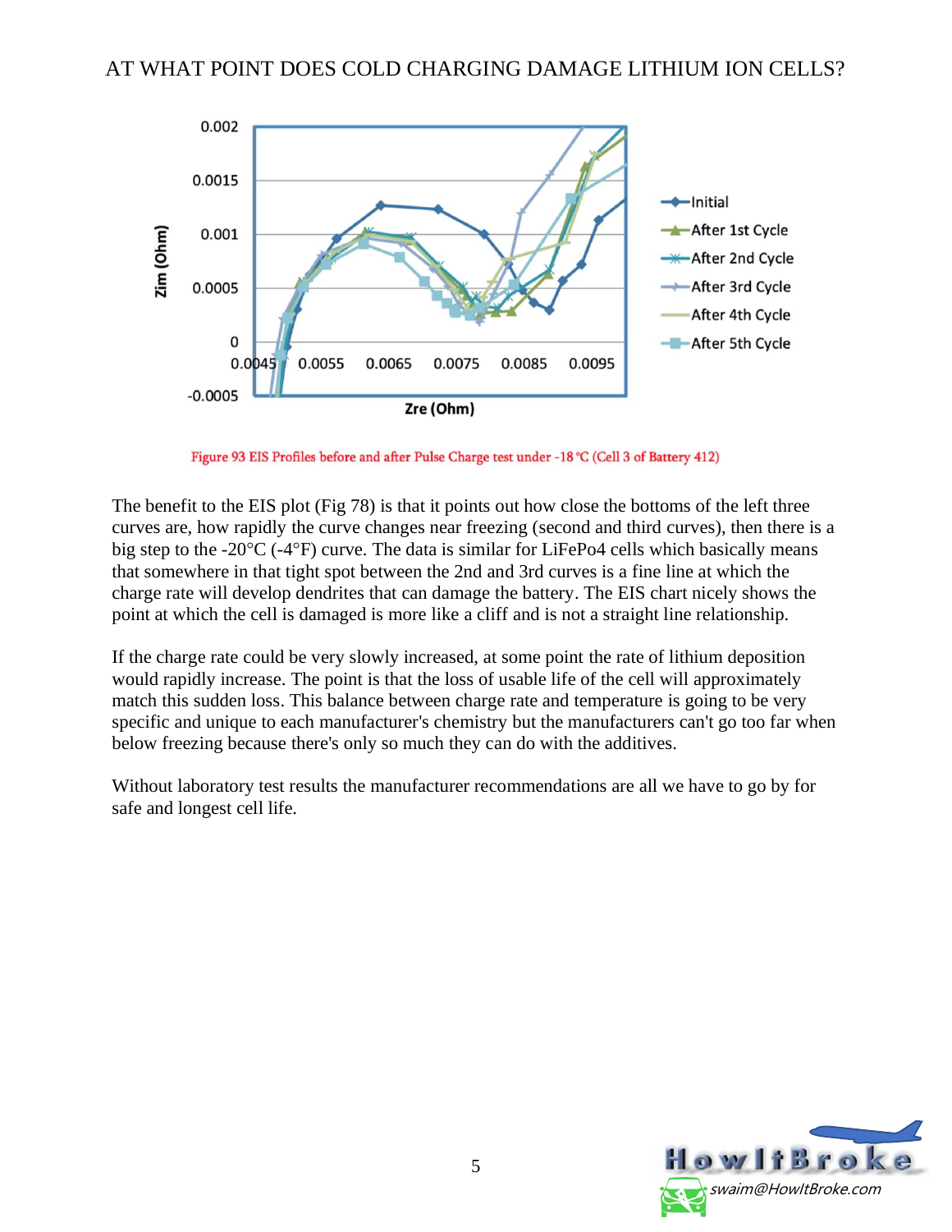# AT WHAT POINT DOES COLD CHARGING DAMAGE LITHIUM ION CELLS?

0.002
0.0015
0.001
0.0005
0
-0.0005
Zim (Ohm)
0.0045 0.0055 0.0065 0.0075 0.0085 0.0095
Zre (Ohm)
Initial
After 1st Cycle
After 2nd Cycle
After 3rd Cycle
After 4th Cycle
After 5th Cycle

Figure 93 EIS Profiles before and after Pulse Charge test under -18 °C (Cell 3 of Battery 412)

The benefit to the EIS plot (Fig 78) is that it points out how close the bottoms of the left three curves are, how rapidly the curve changes near freezing (second and third curves), then there is a big step to the -20°C (-4°F) curve. The data is similar for LiFePo4 cells which basically means that somewhere in that tight spot between the 2nd and 3rd curves is a fine line at which the charge rate will develop dendrites that can damage the battery. The EIS chart nicely shows the point at which the cell is damaged is more like a cliff and is not a straight line relationship.

If the charge rate could be very slowly increased, at some point the rate of lithium deposition would rapidly increase. The point is that the loss of usable life of the cell will approximately match this sudden loss. This balance between charge rate and temperature is going to be very specific and unique to each manufacturer's chemistry but the manufacturers can't go too far when below freezing because there's only so much they can do with the additives.

Without laboratory test results the manufacturer recommendations are all we have to go by for safe and longest cell life.